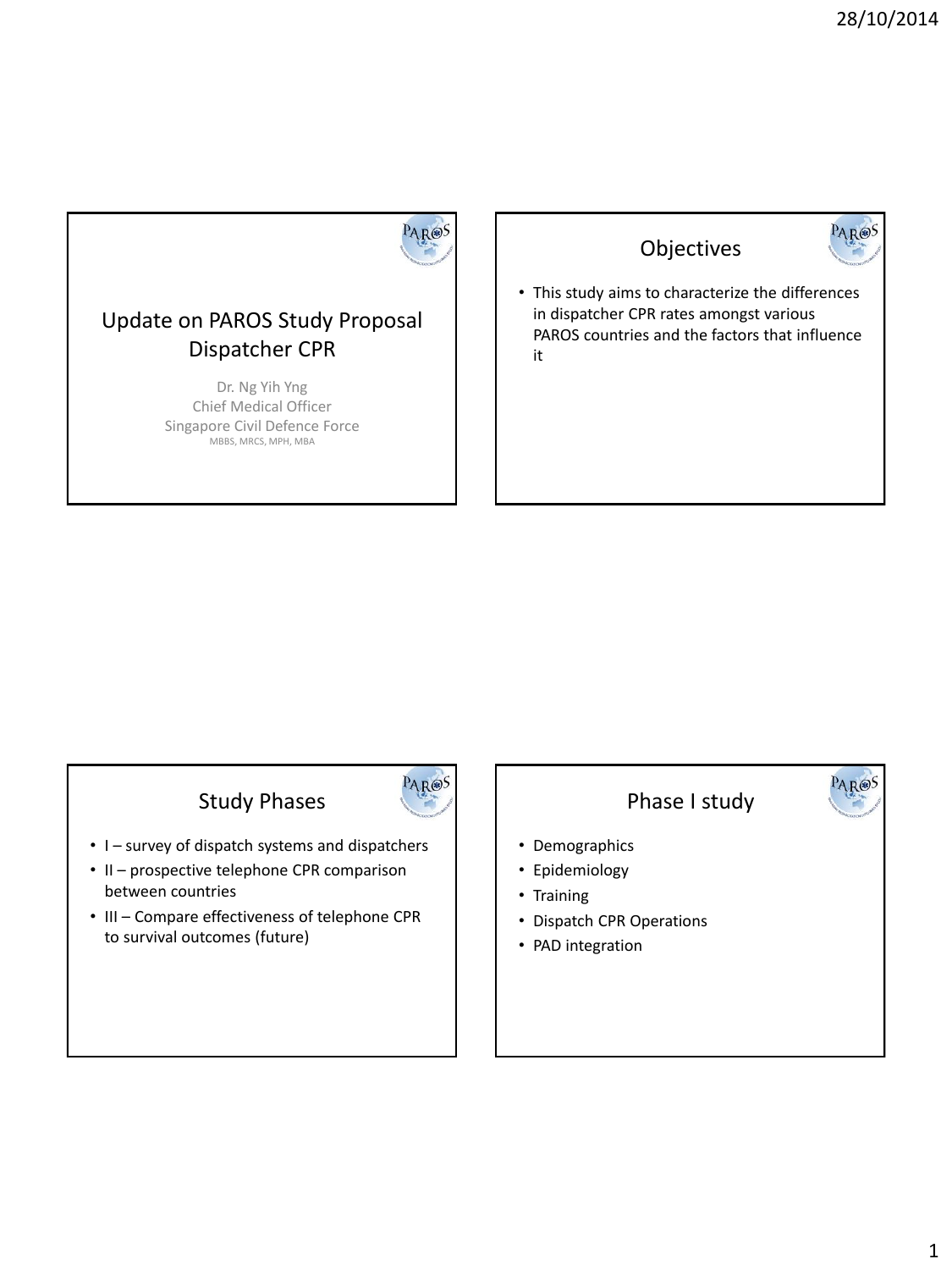# Update on PAROS Study Proposal Dispatcher CPR

Dr. Ng Yih Yng
Chief Medical Officer
Singapore Civil Defence Force
MBBS, MRCS, MPH, MBA

## Objectives

- This study aims to characterize the differences in dispatcher CPR rates amongst various PAROS countries and the factors that influence it

## Study Phases

- I – survey of dispatch systems and dispatchers
- II – prospective telephone CPR comparison between countries
- III – Compare effectiveness of telephone CPR to survival outcomes (future)

## Phase I study

- Demographics
- Epidemiology
- Training
- Dispatch CPR Operations
- PAD integration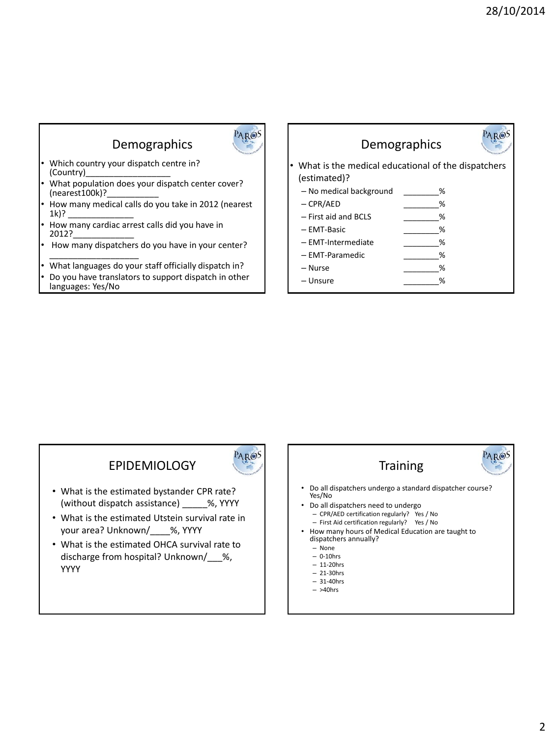## Demographics

- Which country your dispatch centre in? (Country)__________________
- What population does your dispatch center cover? (nearest100k)?___________
- How many medical calls do you take in 2012 (nearest 1k)? ______________
- How many cardiac arrest calls did you have in 2012?_____________
- How many dispatchers do you have in your center? ___________________
- What languages do your staff officially dispatch in?
- Do you have translators to support dispatch in other languages: Yes/No

## Demographics

- What is the medical educational of the dispatchers (estimated)?
  - No medical background ________%
  - CPR/AED ________%
  - First aid and BCLS ________%
  - EMT-Basic ________%
  - EMT-Intermediate ________%
  - EMT-Paramedic ________%
  - Nurse ________%
  - Unsure ________%

## EPIDEMIOLOGY

- What is the estimated bystander CPR rate? (without dispatch assistance) _____%, YYYY
- What is the estimated Utstein survival rate in your area? Unknown/____%, YYYY
- What is the estimated OHCA survival rate to discharge from hospital? Unknown/___%, YYYY

## Training

- Do all dispatchers undergo a standard dispatcher course? Yes/No
- Do all dispatchers need to undergo
  - CPR/AED certification regularly? Yes / No
  - First Aid certification regularly? Yes / No
- How many hours of Medical Education are taught to dispatchers annually?
  - None
  - 0-10hrs
  - 11-20hrs
  - 21-30hrs
  - 31-40hrs
  - >40hrs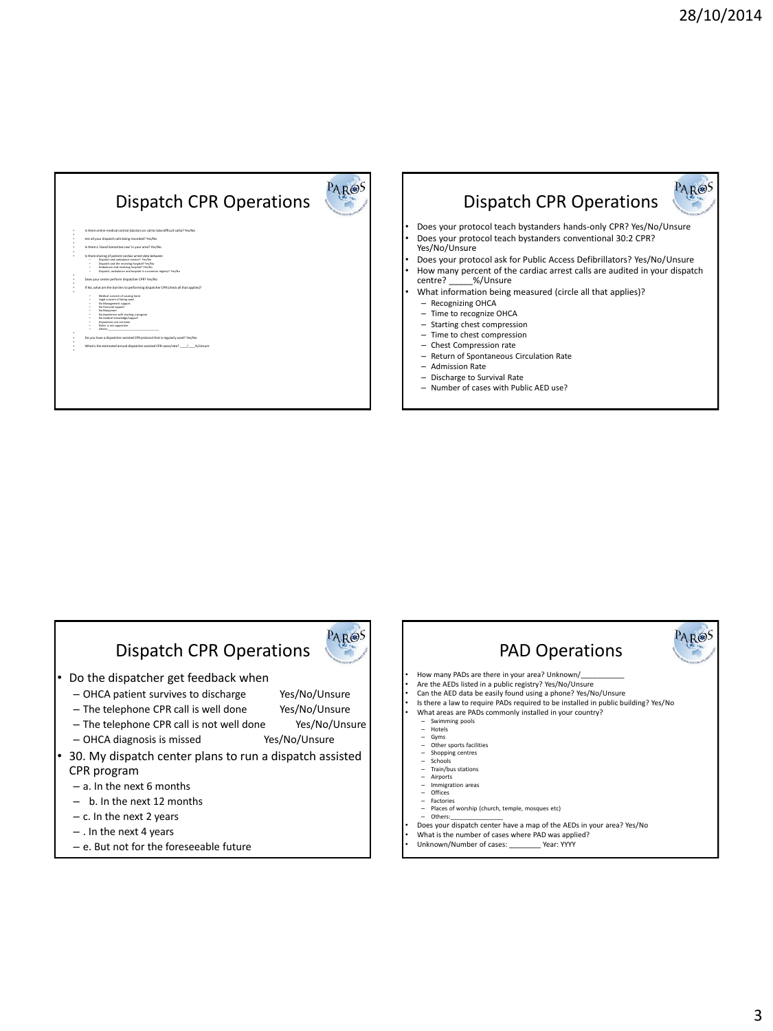## Dispatch CPR Operations

- Is there online medical control (doctors on call to take difficult calls)? Yes/No
- Are all your dispatch calls being recorded? Yes/No
- Is there a 'Good Samaritan Law' in your area? Yes/No
- Is there sharing of patient cardiac arrest data between
  - Dispatch and ambulance service? Yes/No
  - Dispatch and the receiving hospital? Yes/No
  - Ambulance and receiving hospital? Yes/No
  - Dispatch, ambulance and hospital in a common registry? Yes/No
- Does your center perform dispatcher CPR? Yes/No
- If No, what are the barriers to performing dispatcher CPR (check all that applies)?
  - Medical concern of causing harm
  - Legal concern of being sued
  - No Management support
  - No Financial support
  - No Manpower
  - No experience with starting a program
  - No medical knowledge/support
  - Dispatchers are not keen
  - Public is not supportive
  - Others:___________________
- Do you have a dispatcher assisted CPR protocol that is regularly used? Yes/No
- What is the estimated annual dispatcher assisted CPR cases/rate? ____/____%/Unsure

## Dispatch CPR Operations

- Does your protocol teach bystanders hands-only CPR? Yes/No/Unsure
- Does your protocol teach bystanders conventional 30:2 CPR? Yes/No/Unsure
- Does your protocol ask for Public Access Defibrillators? Yes/No/Unsure
- How many percent of the cardiac arrest calls are audited in your dispatch centre? _____%/Unsure
- What information being measured (circle all that applies)?
  - Recognizing OHCA
  - Time to recognize OHCA
  - Starting chest compression
  - Time to chest compression
  - Chest Compression rate
  - Return of Spontaneous Circulation Rate
  - Admission Rate
  - Discharge to Survival Rate
  - Number of cases with Public AED use?

## Dispatch CPR Operations

- Do the dispatcher get feedback when
  - OHCA patient survives to discharge Yes/No/Unsure
  - The telephone CPR call is well done Yes/No/Unsure
  - The telephone CPR call is not well done Yes/No/Unsure
  - OHCA diagnosis is missed Yes/No/Unsure
- 30. My dispatch center plans to run a dispatch assisted CPR program
  - a. In the next 6 months
  - b. In the next 12 months
  - c. In the next 2 years
  - . In the next 4 years
  - e. But not for the foreseeable future

## PAD Operations

- How many PADs are there in your area? Unknown/___________
- Are the AEDs listed in a public registry? Yes/No/Unsure
- Can the AED data be easily found using a phone? Yes/No/Unsure
- Is there a law to require PADs required to be installed in public building? Yes/No
- What areas are PADs commonly installed in your country?
  - Swimming pools
  - Hotels
  - Gyms
  - Other sports facilities
  - Shopping centres
  - Schools
  - Train/bus stations
  - Airports
  - Immigration areas
  - Offices
  - Factories
  - Places of worship (church, temple, mosques etc)
  - Others:______________
- Does your dispatch center have a map of the AEDs in your area? Yes/No
- What is the number of cases where PAD was applied?
- Unknown/Number of cases: ________ Year: YYYY